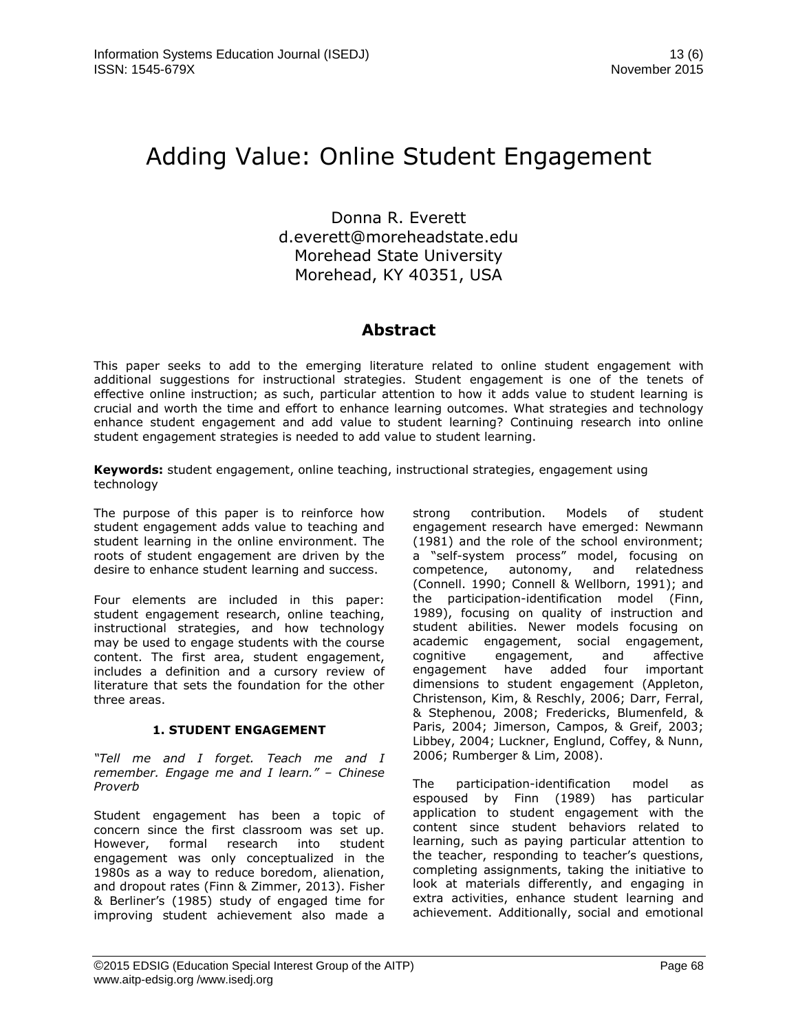# Adding Value: Online Student Engagement

Donna R. Everett
d.everett@moreheadstate.edu
Morehead State University
Morehead, KY 40351, USA

## Abstract

This paper seeks to add to the emerging literature related to online student engagement with additional suggestions for instructional strategies. Student engagement is one of the tenets of effective online instruction; as such, particular attention to how it adds value to student learning is crucial and worth the time and effort to enhance learning outcomes. What strategies and technology enhance student engagement and add value to student learning? Continuing research into online student engagement strategies is needed to add value to student learning.

**Keywords:** student engagement, online teaching, instructional strategies, engagement using technology

The purpose of this paper is to reinforce how student engagement adds value to teaching and student learning in the online environment. The roots of student engagement are driven by the desire to enhance student learning and success.

Four elements are included in this paper: student engagement research, online teaching, instructional strategies, and how technology may be used to engage students with the course content. The first area, student engagement, includes a definition and a cursory review of literature that sets the foundation for the other three areas.

## 1. STUDENT ENGAGEMENT

*"Tell me and I forget. Teach me and I remember. Engage me and I learn." – Chinese Proverb*

Student engagement has been a topic of concern since the first classroom was set up. However, formal research into student engagement was only conceptualized in the 1980s as a way to reduce boredom, alienation, and dropout rates (Finn & Zimmer, 2013). Fisher & Berliner's (1985) study of engaged time for improving student achievement also made a strong contribution. Models of student engagement research have emerged: Newmann (1981) and the role of the school environment; a "self-system process" model, focusing on competence, autonomy, and relatedness (Connell. 1990; Connell & Wellborn, 1991); and the participation-identification model (Finn, 1989), focusing on quality of instruction and student abilities. Newer models focusing on academic engagement, social engagement, cognitive engagement, and affective engagement have added four important dimensions to student engagement (Appleton, Christenson, Kim, & Reschly, 2006; Darr, Ferral, & Stephenou, 2008; Fredericks, Blumenfeld, & Paris, 2004; Jimerson, Campos, & Greif, 2003; Libbey, 2004; Luckner, Englund, Coffey, & Nunn, 2006; Rumberger & Lim, 2008).

The participation-identification model as espoused by Finn (1989) has particular application to student engagement with the content since student behaviors related to learning, such as paying particular attention to the teacher, responding to teacher's questions, completing assignments, taking the initiative to look at materials differently, and engaging in extra activities, enhance student learning and achievement. Additionally, social and emotional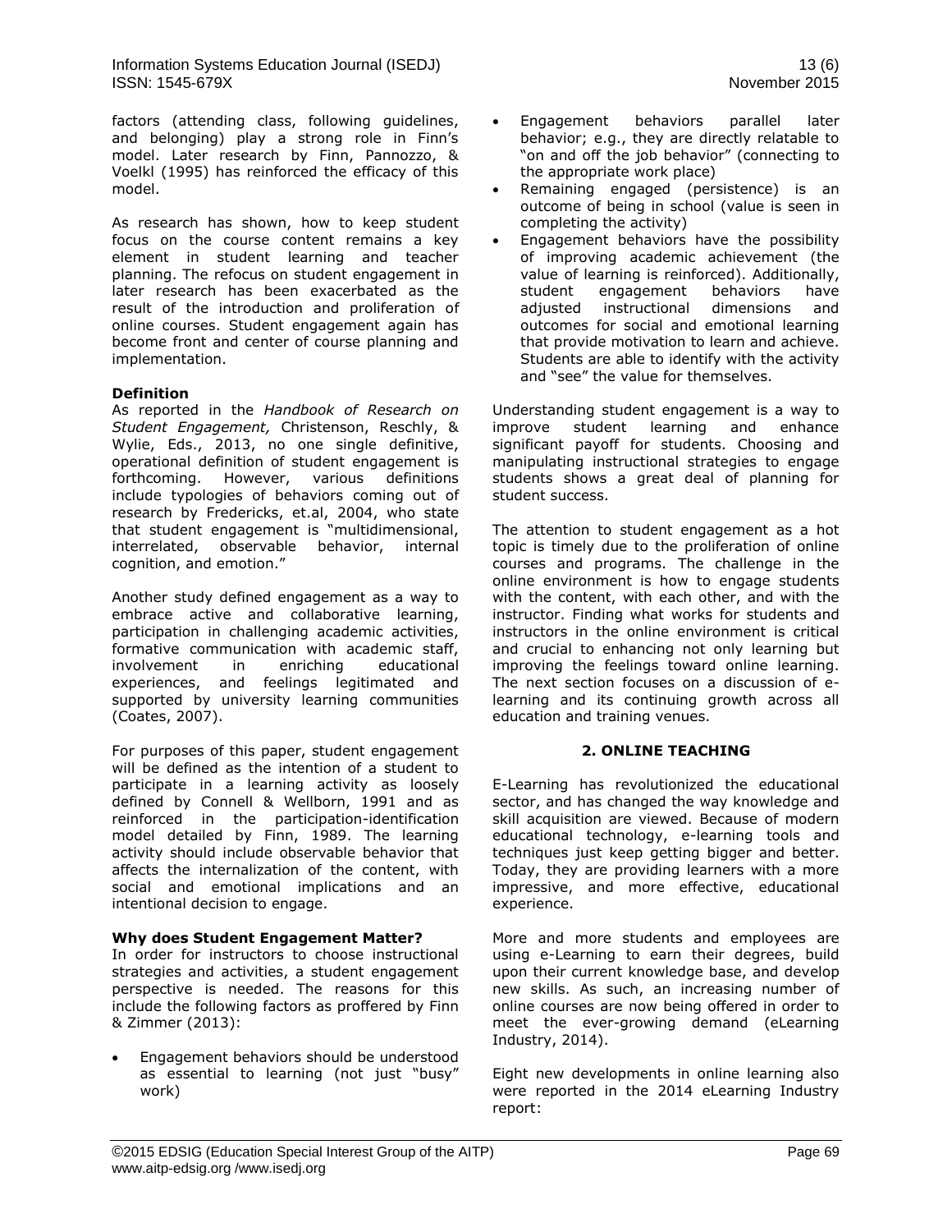factors (attending class, following guidelines, and belonging) play a strong role in Finn's model. Later research by Finn, Pannozzo, & Voelkl (1995) has reinforced the efficacy of this model.

As research has shown, how to keep student focus on the course content remains a key element in student learning and teacher planning. The refocus on student engagement in later research has been exacerbated as the result of the introduction and proliferation of online courses. Student engagement again has become front and center of course planning and implementation.

**Definition**

As reported in the *Handbook of Research on Student Engagement,* Christenson, Reschly, & Wylie, Eds., 2013, no one single definitive, operational definition of student engagement is forthcoming. However, various definitions include typologies of behaviors coming out of research by Fredericks, et.al, 2004, who state that student engagement is "multidimensional, interrelated, observable behavior, internal cognition, and emotion."

Another study defined engagement as a way to embrace active and collaborative learning, participation in challenging academic activities, formative communication with academic staff, involvement in enriching educational experiences, and feelings legitimated and supported by university learning communities (Coates, 2007).

For purposes of this paper, student engagement will be defined as the intention of a student to participate in a learning activity as loosely defined by Connell & Wellborn, 1991 and as reinforced in the participation-identification model detailed by Finn, 1989. The learning activity should include observable behavior that affects the internalization of the content, with social and emotional implications and an intentional decision to engage.

**Why does Student Engagement Matter?**

In order for instructors to choose instructional strategies and activities, a student engagement perspective is needed. The reasons for this include the following factors as proffered by Finn & Zimmer (2013):

- Engagement behaviors should be understood as essential to learning (not just "busy" work)
- Engagement behaviors parallel later behavior; e.g., they are directly relatable to "on and off the job behavior" (connecting to the appropriate work place)
- Remaining engaged (persistence) is an outcome of being in school (value is seen in completing the activity)
- Engagement behaviors have the possibility of improving academic achievement (the value of learning is reinforced). Additionally, student engagement behaviors have adjusted instructional dimensions and outcomes for social and emotional learning that provide motivation to learn and achieve. Students are able to identify with the activity and "see" the value for themselves.

Understanding student engagement is a way to improve student learning and enhance significant payoff for students. Choosing and manipulating instructional strategies to engage students shows a great deal of planning for student success.

The attention to student engagement as a hot topic is timely due to the proliferation of online courses and programs. The challenge in the online environment is how to engage students with the content, with each other, and with the instructor. Finding what works for students and instructors in the online environment is critical and crucial to enhancing not only learning but improving the feelings toward online learning. The next section focuses on a discussion of e-learning and its continuing growth across all education and training venues.

## 2. ONLINE TEACHING

E-Learning has revolutionized the educational sector, and has changed the way knowledge and skill acquisition are viewed. Because of modern educational technology, e-learning tools and techniques just keep getting bigger and better. Today, they are providing learners with a more impressive, and more effective, educational experience.

More and more students and employees are using e-Learning to earn their degrees, build upon their current knowledge base, and develop new skills. As such, an increasing number of online courses are now being offered in order to meet the ever-growing demand (eLearning Industry, 2014).

Eight new developments in online learning also were reported in the 2014 eLearning Industry report: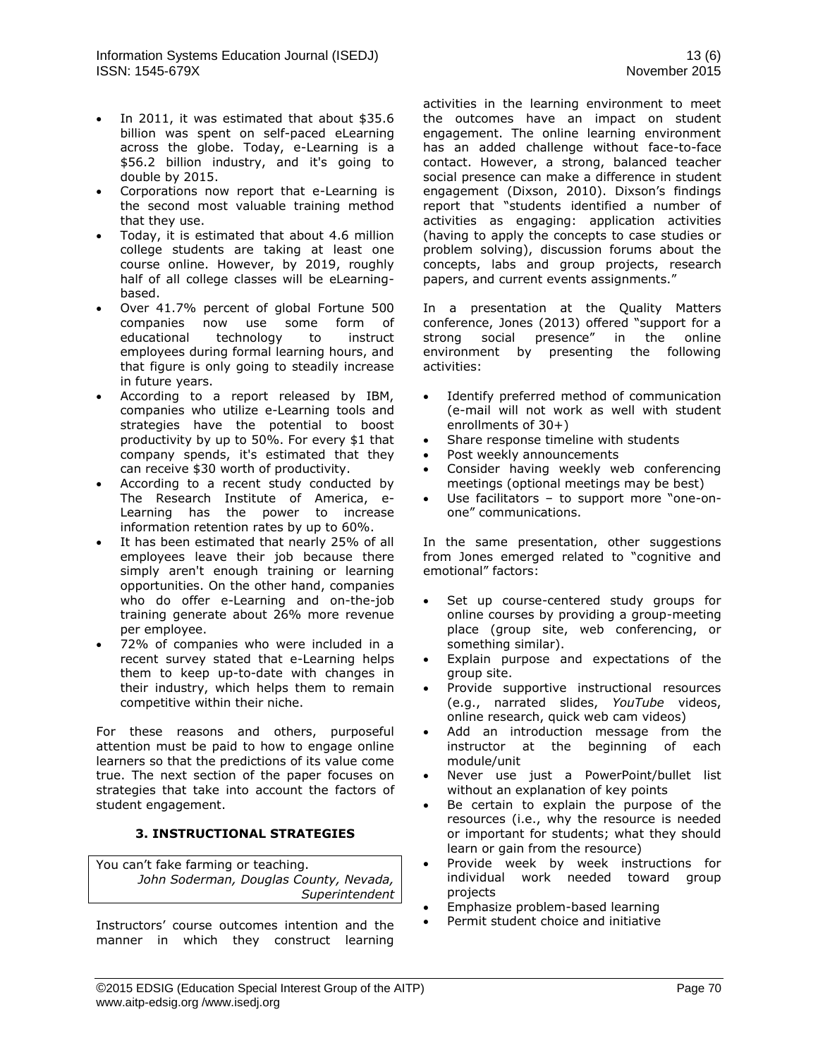- In 2011, it was estimated that about $35.6 billion was spent on self-paced eLearning across the globe. Today, e-Learning is a $56.2 billion industry, and it's going to double by 2015.
- Corporations now report that e-Learning is the second most valuable training method that they use.
- Today, it is estimated that about 4.6 million college students are taking at least one course online. However, by 2019, roughly half of all college classes will be eLearning-based.
- Over 41.7% percent of global Fortune 500 companies now use some form of educational technology to instruct employees during formal learning hours, and that figure is only going to steadily increase in future years.
- According to a report released by IBM, companies who utilize e-Learning tools and strategies have the potential to boost productivity by up to 50%. For every $1 that company spends, it's estimated that they can receive $30 worth of productivity.
- According to a recent study conducted by The Research Institute of America, e-Learning has the power to increase information retention rates by up to 60%.
- It has been estimated that nearly 25% of all employees leave their job because there simply aren't enough training or learning opportunities. On the other hand, companies who do offer e-Learning and on-the-job training generate about 26% more revenue per employee.
- 72% of companies who were included in a recent survey stated that e-Learning helps them to keep up-to-date with changes in their industry, which helps them to remain competitive within their niche.

For these reasons and others, purposeful attention must be paid to how to engage online learners so that the predictions of its value come true. The next section of the paper focuses on strategies that take into account the factors of student engagement.

## 3. INSTRUCTIONAL STRATEGIES

> You can't fake farming or teaching.
> *John Soderman, Douglas County, Nevada, Superintendent*

Instructors' course outcomes intention and the manner in which they construct learning activities in the learning environment to meet the outcomes have an impact on student engagement. The online learning environment has an added challenge without face-to-face contact. However, a strong, balanced teacher social presence can make a difference in student engagement (Dixson, 2010). Dixson's findings report that "students identified a number of activities as engaging: application activities (having to apply the concepts to case studies or problem solving), discussion forums about the concepts, labs and group projects, research papers, and current events assignments."

In a presentation at the Quality Matters conference, Jones (2013) offered "support for a strong social presence" in the online environment by presenting the following activities:

- Identify preferred method of communication (e-mail will not work as well with student enrollments of 30+)
- Share response timeline with students
- Post weekly announcements
- Consider having weekly web conferencing meetings (optional meetings may be best)
- Use facilitators – to support more "one-on-one" communications.

In the same presentation, other suggestions from Jones emerged related to "cognitive and emotional" factors:

- Set up course-centered study groups for online courses by providing a group-meeting place (group site, web conferencing, or something similar).
- Explain purpose and expectations of the group site.
- Provide supportive instructional resources (e.g., narrated slides, *YouTube* videos, online research, quick web cam videos)
- Add an introduction message from the instructor at the beginning of each module/unit
- Never use just a PowerPoint/bullet list without an explanation of key points
- Be certain to explain the purpose of the resources (i.e., why the resource is needed or important for students; what they should learn or gain from the resource)
- Provide week by week instructions for individual work needed toward group projects
- Emphasize problem-based learning
- Permit student choice and initiative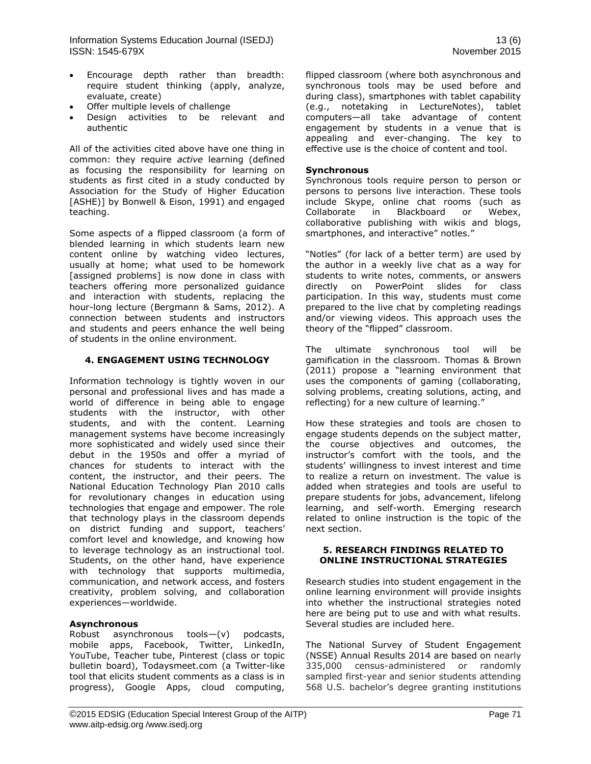- Encourage depth rather than breadth: require student thinking (apply, analyze, evaluate, create)
- Offer multiple levels of challenge
- Design activities to be relevant and authentic

All of the activities cited above have one thing in common: they require *active* learning (defined as focusing the responsibility for learning on students as first cited in a study conducted by Association for the Study of Higher Education [ASHE)] by Bonwell & Eison, 1991) and engaged teaching.

Some aspects of a flipped classroom (a form of blended learning in which students learn new content online by watching video lectures, usually at home; what used to be homework [assigned problems] is now done in class with teachers offering more personalized guidance and interaction with students, replacing the hour-long lecture (Bergmann & Sams, 2012). A connection between students and instructors and students and peers enhance the well being of students in the online environment.

## 4. ENGAGEMENT USING TECHNOLOGY

Information technology is tightly woven in our personal and professional lives and has made a world of difference in being able to engage students with the instructor, with other students, and with the content. Learning management systems have become increasingly more sophisticated and widely used since their debut in the 1950s and offer a myriad of chances for students to interact with the content, the instructor, and their peers. The National Education Technology Plan 2010 calls for revolutionary changes in education using technologies that engage and empower. The role that technology plays in the classroom depends on district funding and support, teachers' comfort level and knowledge, and knowing how to leverage technology as an instructional tool. Students, on the other hand, have experience with technology that supports multimedia, communication, and network access, and fosters creativity, problem solving, and collaboration experiences—worldwide.

### Asynchronous

Robust asynchronous tools—(v) podcasts, mobile apps, Facebook, Twitter, LinkedIn, YouTube, Teacher tube, Pinterest (class or topic bulletin board), Todaysmeet.com (a Twitter-like tool that elicits student comments as a class is in progress), Google Apps, cloud computing, flipped classroom (where both asynchronous and synchronous tools may be used before and during class), smartphones with tablet capability (e.g., notetaking in LectureNotes), tablet computers—all take advantage of content engagement by students in a venue that is appealing and ever-changing. The key to effective use is the choice of content and tool.

### Synchronous

Synchronous tools require person to person or persons to persons live interaction. These tools include Skype, online chat rooms (such as Collaborate in Blackboard or Webex, collaborative publishing with wikis and blogs, smartphones, and interactive" notles."

"Notles" (for lack of a better term) are used by the author in a weekly live chat as a way for students to write notes, comments, or answers directly on PowerPoint slides for class participation. In this way, students must come prepared to the live chat by completing readings and/or viewing videos. This approach uses the theory of the "flipped" classroom.

The ultimate synchronous tool will be gamification in the classroom. Thomas & Brown (2011) propose a "learning environment that uses the components of gaming (collaborating, solving problems, creating solutions, acting, and reflecting) for a new culture of learning."

How these strategies and tools are chosen to engage students depends on the subject matter, the course objectives and outcomes, the instructor's comfort with the tools, and the students' willingness to invest interest and time to realize a return on investment. The value is added when strategies and tools are useful to prepare students for jobs, advancement, lifelong learning, and self-worth. Emerging research related to online instruction is the topic of the next section.

## 5. RESEARCH FINDINGS RELATED TO ONLINE INSTRUCTIONAL STRATEGIES

Research studies into student engagement in the online learning environment will provide insights into whether the instructional strategies noted here are being put to use and with what results. Several studies are included here.

The National Survey of Student Engagement (NSSE) Annual Results 2014 are based on nearly 335,000 census-administered or randomly sampled first-year and senior students attending 568 U.S. bachelor's degree granting institutions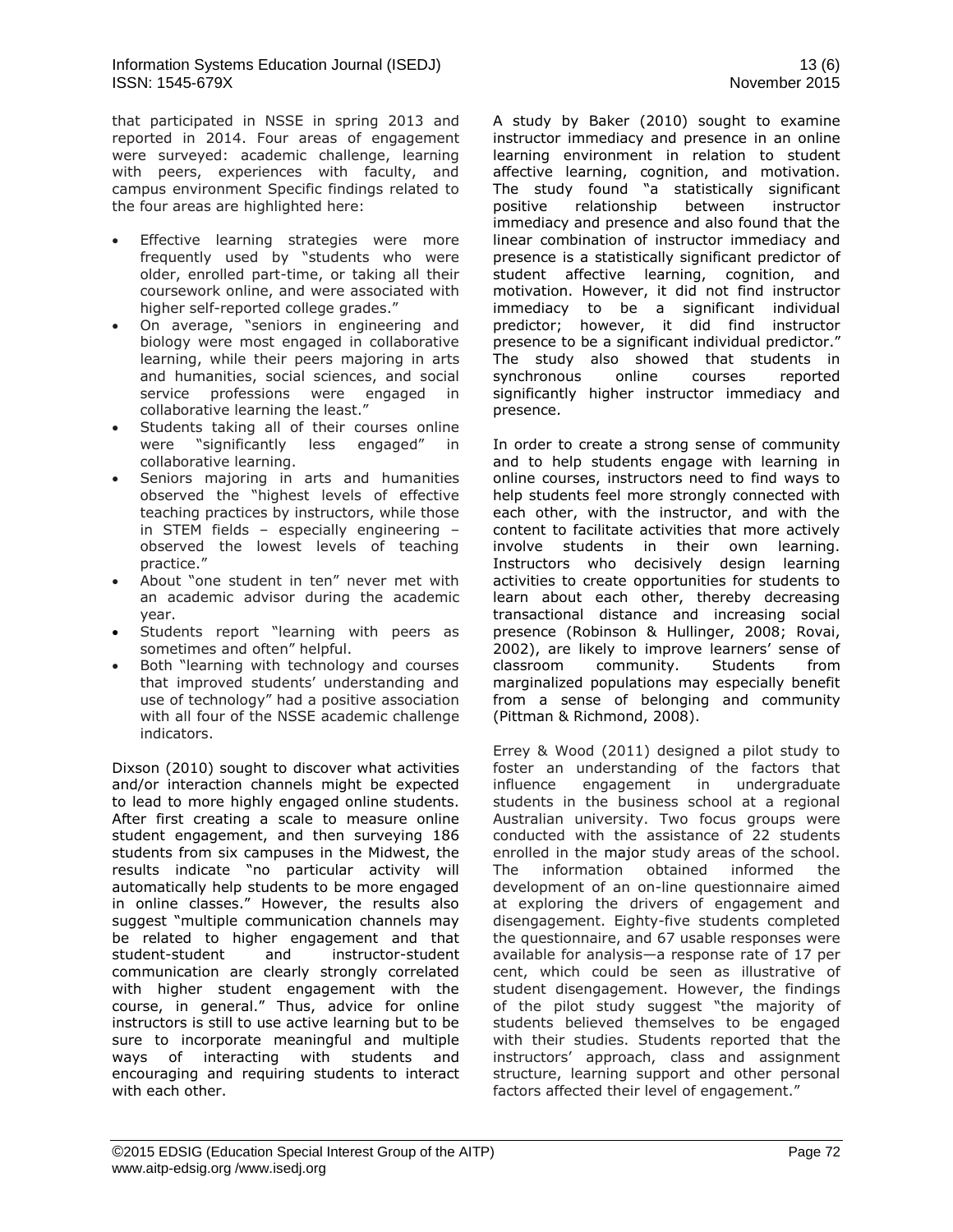that participated in NSSE in spring 2013 and reported in 2014. Four areas of engagement were surveyed: academic challenge, learning with peers, experiences with faculty, and campus environment Specific findings related to the four areas are highlighted here:

- Effective learning strategies were more frequently used by "students who were older, enrolled part-time, or taking all their coursework online, and were associated with higher self-reported college grades."
- On average, "seniors in engineering and biology were most engaged in collaborative learning, while their peers majoring in arts and humanities, social sciences, and social service professions were engaged in collaborative learning the least."
- Students taking all of their courses online were "significantly less engaged" in collaborative learning.
- Seniors majoring in arts and humanities observed the "highest levels of effective teaching practices by instructors, while those in STEM fields – especially engineering – observed the lowest levels of teaching practice."
- About "one student in ten" never met with an academic advisor during the academic year.
- Students report "learning with peers as sometimes and often" helpful.
- Both "learning with technology and courses that improved students' understanding and use of technology" had a positive association with all four of the NSSE academic challenge indicators.

Dixson (2010) sought to discover what activities and/or interaction channels might be expected to lead to more highly engaged online students. After first creating a scale to measure online student engagement, and then surveying 186 students from six campuses in the Midwest, the results indicate "no particular activity will automatically help students to be more engaged in online classes." However, the results also suggest "multiple communication channels may be related to higher engagement and that student-student and instructor-student communication are clearly strongly correlated with higher student engagement with the course, in general." Thus, advice for online instructors is still to use active learning but to be sure to incorporate meaningful and multiple ways of interacting with students and encouraging and requiring students to interact with each other.

A study by Baker (2010) sought to examine instructor immediacy and presence in an online learning environment in relation to student affective learning, cognition, and motivation. The study found "a statistically significant positive relationship between instructor immediacy and presence and also found that the linear combination of instructor immediacy and presence is a statistically significant predictor of student affective learning, cognition, and motivation. However, it did not find instructor immediacy to be a significant individual predictor; however, it did find instructor presence to be a significant individual predictor." The study also showed that students in synchronous online courses reported significantly higher instructor immediacy and presence.

In order to create a strong sense of community and to help students engage with learning in online courses, instructors need to find ways to help students feel more strongly connected with each other, with the instructor, and with the content to facilitate activities that more actively involve students in their own learning. Instructors who decisively design learning activities to create opportunities for students to learn about each other, thereby decreasing transactional distance and increasing social presence (Robinson & Hullinger, 2008; Rovai, 2002), are likely to improve learners' sense of classroom community. Students from marginalized populations may especially benefit from a sense of belonging and community (Pittman & Richmond, 2008).

Errey & Wood (2011) designed a pilot study to foster an understanding of the factors that influence engagement in undergraduate students in the business school at a regional Australian university. Two focus groups were conducted with the assistance of 22 students enrolled in the major study areas of the school. The information obtained informed the development of an on-line questionnaire aimed at exploring the drivers of engagement and disengagement. Eighty-five students completed the questionnaire, and 67 usable responses were available for analysis—a response rate of 17 per cent, which could be seen as illustrative of student disengagement. However, the findings of the pilot study suggest "the majority of students believed themselves to be engaged with their studies. Students reported that the instructors' approach, class and assignment structure, learning support and other personal factors affected their level of engagement."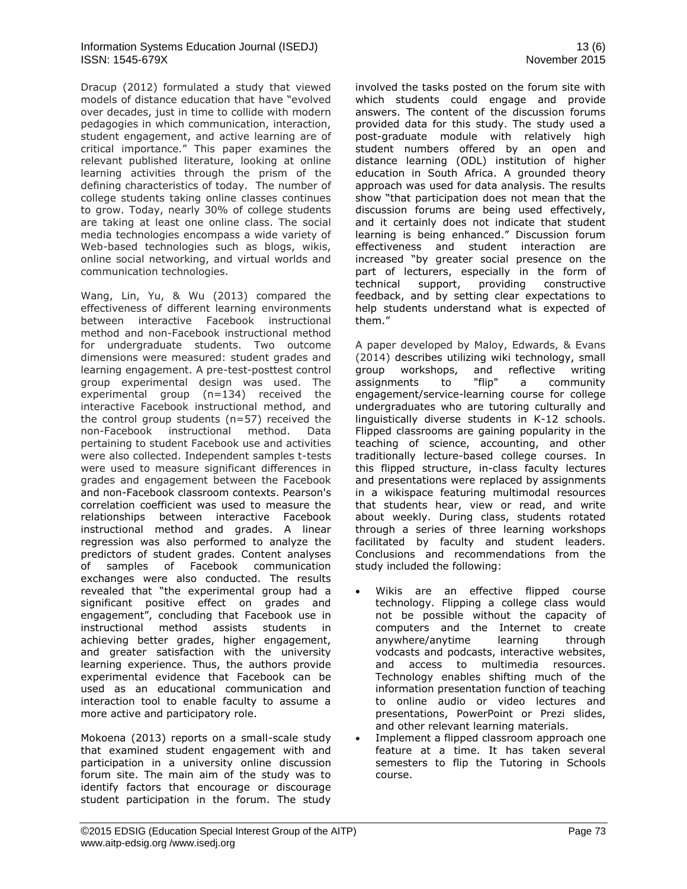Dracup (2012) formulated a study that viewed models of distance education that have "evolved over decades, just in time to collide with modern pedagogies in which communication, interaction, student engagement, and active learning are of critical importance." This paper examines the relevant published literature, looking at online learning activities through the prism of the defining characteristics of today. The number of college students taking online classes continues to grow. Today, nearly 30% of college students are taking at least one online class. The social media technologies encompass a wide variety of Web-based technologies such as blogs, wikis, online social networking, and virtual worlds and communication technologies.

Wang, Lin, Yu, & Wu (2013) compared the effectiveness of different learning environments between interactive Facebook instructional method and non-Facebook instructional method for undergraduate students. Two outcome dimensions were measured: student grades and learning engagement. A pre-test-posttest control group experimental design was used. The experimental group (n=134) received the interactive Facebook instructional method, and the control group students (n=57) received the non-Facebook instructional method. Data pertaining to student Facebook use and activities were also collected. Independent samples t-tests were used to measure significant differences in grades and engagement between the Facebook and non-Facebook classroom contexts. Pearson's correlation coefficient was used to measure the relationships between interactive Facebook instructional method and grades. A linear regression was also performed to analyze the predictors of student grades. Content analyses of samples of Facebook communication exchanges were also conducted. The results revealed that "the experimental group had a significant positive effect on grades and engagement", concluding that Facebook use in instructional method assists students in achieving better grades, higher engagement, and greater satisfaction with the university learning experience. Thus, the authors provide experimental evidence that Facebook can be used as an educational communication and interaction tool to enable faculty to assume a more active and participatory role.

Mokoena (2013) reports on a small-scale study that examined student engagement with and participation in a university online discussion forum site. The main aim of the study was to identify factors that encourage or discourage student participation in the forum. The study involved the tasks posted on the forum site with which students could engage and provide answers. The content of the discussion forums provided data for this study. The study used a post-graduate module with relatively high student numbers offered by an open and distance learning (ODL) institution of higher education in South Africa. A grounded theory approach was used for data analysis. The results show "that participation does not mean that the discussion forums are being used effectively, and it certainly does not indicate that student learning is being enhanced." Discussion forum effectiveness and student interaction are increased "by greater social presence on the part of lecturers, especially in the form of technical support, providing constructive feedback, and by setting clear expectations to help students understand what is expected of them."

A paper developed by Maloy, Edwards, & Evans (2014) describes utilizing wiki technology, small group workshops, and reflective writing assignments to "flip" a community engagement/service-learning course for college undergraduates who are tutoring culturally and linguistically diverse students in K-12 schools. Flipped classrooms are gaining popularity in the teaching of science, accounting, and other traditionally lecture-based college courses. In this flipped structure, in-class faculty lectures and presentations were replaced by assignments in a wikispace featuring multimodal resources that students hear, view or read, and write about weekly. During class, students rotated through a series of three learning workshops facilitated by faculty and student leaders. Conclusions and recommendations from the study included the following:

- Wikis are an effective flipped course technology. Flipping a college class would not be possible without the capacity of computers and the Internet to create anywhere/anytime learning through vodcasts and podcasts, interactive websites, and access to multimedia resources. Technology enables shifting much of the information presentation function of teaching to online audio or video lectures and presentations, PowerPoint or Prezi slides, and other relevant learning materials.
- Implement a flipped classroom approach one feature at a time. It has taken several semesters to flip the Tutoring in Schools course.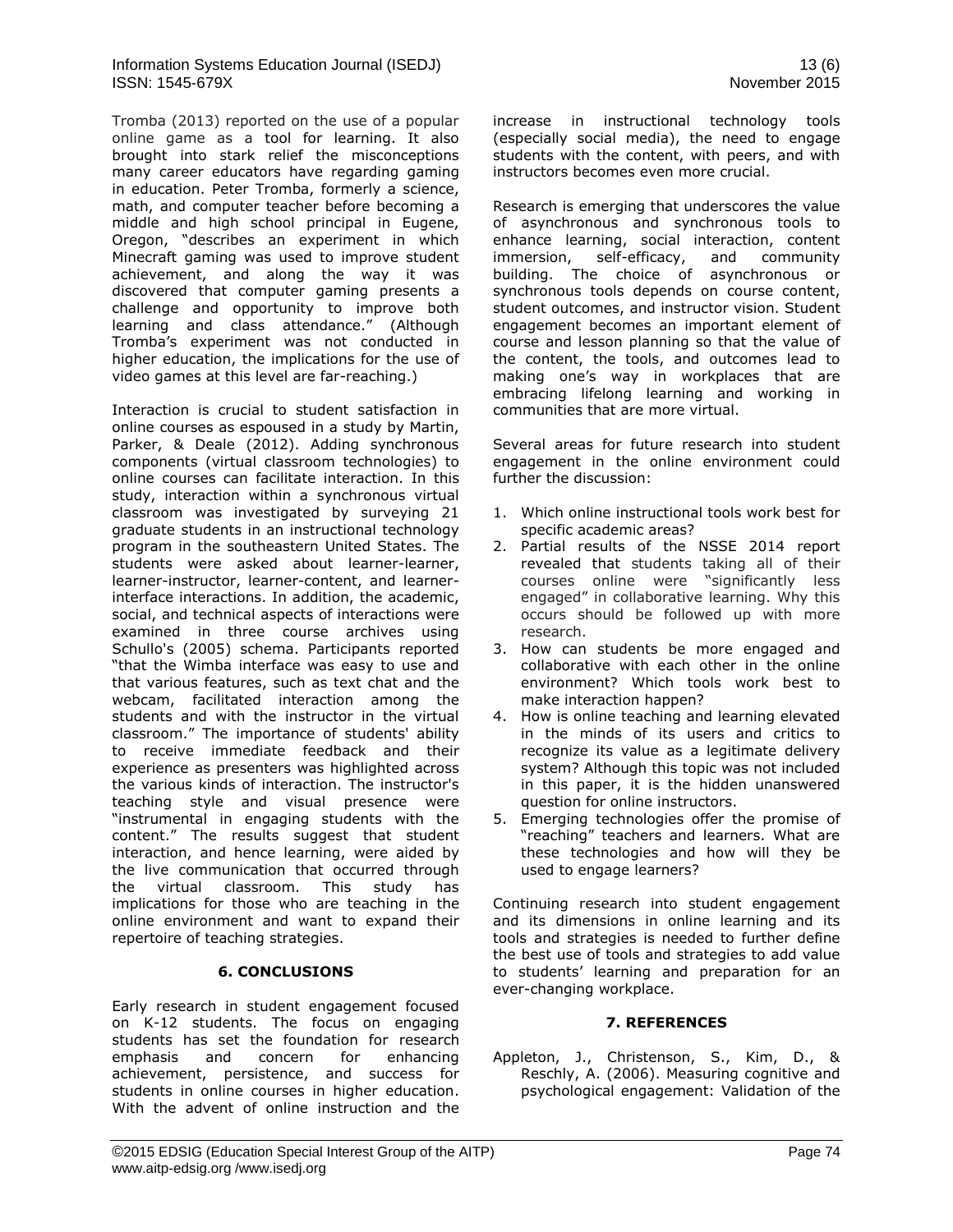Tromba (2013) reported on the use of a popular online game as a tool for learning. It also brought into stark relief the misconceptions many career educators have regarding gaming in education. Peter Tromba, formerly a science, math, and computer teacher before becoming a middle and high school principal in Eugene, Oregon, "describes an experiment in which Minecraft gaming was used to improve student achievement, and along the way it was discovered that computer gaming presents a challenge and opportunity to improve both learning and class attendance." (Although Tromba's experiment was not conducted in higher education, the implications for the use of video games at this level are far-reaching.)

Interaction is crucial to student satisfaction in online courses as espoused in a study by Martin, Parker, & Deale (2012). Adding synchronous components (virtual classroom technologies) to online courses can facilitate interaction. In this study, interaction within a synchronous virtual classroom was investigated by surveying 21 graduate students in an instructional technology program in the southeastern United States. The students were asked about learner-learner, learner-instructor, learner-content, and learner-interface interactions. In addition, the academic, social, and technical aspects of interactions were examined in three course archives using Schullo's (2005) schema. Participants reported "that the Wimba interface was easy to use and that various features, such as text chat and the webcam, facilitated interaction among the students and with the instructor in the virtual classroom." The importance of students' ability to receive immediate feedback and their experience as presenters was highlighted across the various kinds of interaction. The instructor's teaching style and visual presence were "instrumental in engaging students with the content." The results suggest that student interaction, and hence learning, were aided by the live communication that occurred through the virtual classroom. This study has implications for those who are teaching in the online environment and want to expand their repertoire of teaching strategies.

## 6. CONCLUSIONS

Early research in student engagement focused on K-12 students. The focus on engaging students has set the foundation for research emphasis and concern for enhancing achievement, persistence, and success for students in online courses in higher education. With the advent of online instruction and the increase in instructional technology tools (especially social media), the need to engage students with the content, with peers, and with instructors becomes even more crucial.

Research is emerging that underscores the value of asynchronous and synchronous tools to enhance learning, social interaction, content immersion, self-efficacy, and community building. The choice of asynchronous or synchronous tools depends on course content, student outcomes, and instructor vision. Student engagement becomes an important element of course and lesson planning so that the value of the content, the tools, and outcomes lead to making one's way in workplaces that are embracing lifelong learning and working in communities that are more virtual.

Several areas for future research into student engagement in the online environment could further the discussion:

1. Which online instructional tools work best for specific academic areas?
2. Partial results of the NSSE 2014 report revealed that students taking all of their courses online were "significantly less engaged" in collaborative learning. Why this occurs should be followed up with more research.
3. How can students be more engaged and collaborative with each other in the online environment? Which tools work best to make interaction happen?
4. How is online teaching and learning elevated in the minds of its users and critics to recognize its value as a legitimate delivery system? Although this topic was not included in this paper, it is the hidden unanswered question for online instructors.
5. Emerging technologies offer the promise of "reaching" teachers and learners. What are these technologies and how will they be used to engage learners?

Continuing research into student engagement and its dimensions in online learning and its tools and strategies is needed to further define the best use of tools and strategies to add value to students' learning and preparation for an ever-changing workplace.

## 7. REFERENCES

Appleton, J., Christenson, S., Kim, D., & Reschly, A. (2006). Measuring cognitive and psychological engagement: Validation of the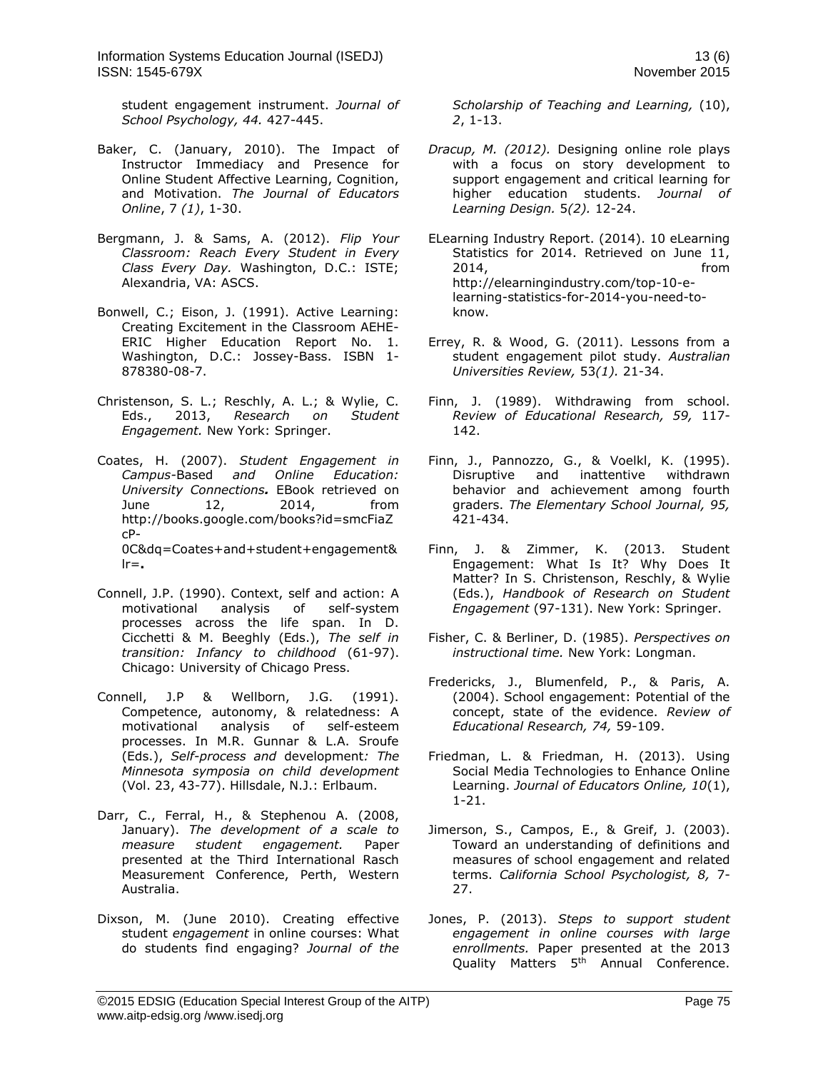student engagement instrument. *Journal of School Psychology, 44.* 427-445.

Baker, C. (January, 2010). The Impact of Instructor Immediacy and Presence for Online Student Affective Learning, Cognition, and Motivation. *The Journal of Educators Online*, 7 *(1)*, 1-30.

Bergmann, J. & Sams, A. (2012). *Flip Your Classroom: Reach Every Student in Every Class Every Day.* Washington, D.C.: ISTE; Alexandria, VA: ASCS.

Bonwell, C.; Eison, J. (1991). Active Learning: Creating Excitement in the Classroom AEHE-ERIC Higher Education Report No. 1. Washington, D.C.: Jossey-Bass. ISBN 1-878380-08-7.

Christenson, S. L.; Reschly, A. L.; & Wylie, C. Eds., 2013, *Research on Student Engagement.* New York: Springer.

Coates, H. (2007). *Student Engagement in Campus*-Based *and Online Education: University Connections.* EBook retrieved on June 12, 2014, from http://books.google.com/books?id=smcFiaZcP-0C&dq=Coates+and+student+engagement&lr=.

Connell, J.P. (1990). Context, self and action: A motivational analysis of self-system processes across the life span. In D. Cicchetti & M. Beeghly (Eds.), *The self in transition: Infancy to childhood* (61-97). Chicago: University of Chicago Press.

Connell, J.P & Wellborn, J.G. (1991). Competence, autonomy, & relatedness: A motivational analysis of self-esteem processes. In M.R. Gunnar & L.A. Sroufe (Eds.), *Self-process and* development*: The Minnesota symposia on child development* (Vol. 23, 43-77). Hillsdale, N.J.: Erlbaum.

Darr, C., Ferral, H., & Stephenou A. (2008, January). *The development of a scale to measure student engagement.* Paper presented at the Third International Rasch Measurement Conference, Perth, Western Australia.

Dixson, M. (June 2010). Creating effective student *engagement* in online courses: What do students find engaging? *Journal of the Scholarship of Teaching and Learning,* (10), *2*, 1-13.

*Dracup, M. (2012).* Designing online role plays with a focus on story development to support engagement and critical learning for higher education students. *Journal of Learning Design.* 5*(2).* 12-24.

ELearning Industry Report. (2014). 10 eLearning Statistics for 2014. Retrieved on June 11, 2014, from http://elearningindustry.com/top-10-e-learning-statistics-for-2014-you-need-to-know.

Errey, R. & Wood, G. (2011). Lessons from a student engagement pilot study. *Australian Universities Review,* 53*(1).* 21-34.

Finn, J. (1989). Withdrawing from school. *Review of Educational Research, 59,* 117-142.

Finn, J., Pannozzo, G., & Voelkl, K. (1995). Disruptive and inattentive withdrawn behavior and achievement among fourth graders. *The Elementary School Journal, 95,* 421-434.

Finn, J. & Zimmer, K. (2013. Student Engagement: What Is It? Why Does It Matter? In S. Christenson, Reschly, & Wylie (Eds.), *Handbook of Research on Student Engagement* (97-131). New York: Springer.

Fisher, C. & Berliner, D. (1985). *Perspectives on instructional time.* New York: Longman.

Fredericks, J., Blumenfeld, P., & Paris, A. (2004). School engagement: Potential of the concept, state of the evidence. *Review of Educational Research, 74,* 59-109.

Friedman, L. & Friedman, H. (2013). Using Social Media Technologies to Enhance Online Learning. *Journal of Educators Online, 10*(1), 1-21.

Jimerson, S., Campos, E., & Greif, J. (2003). Toward an understanding of definitions and measures of school engagement and related terms. *California School Psychologist, 8,* 7-27.

Jones, P. (2013). *Steps to support student engagement in online courses with large enrollments.* Paper presented at the 2013 Quality Matters 5th Annual Conference.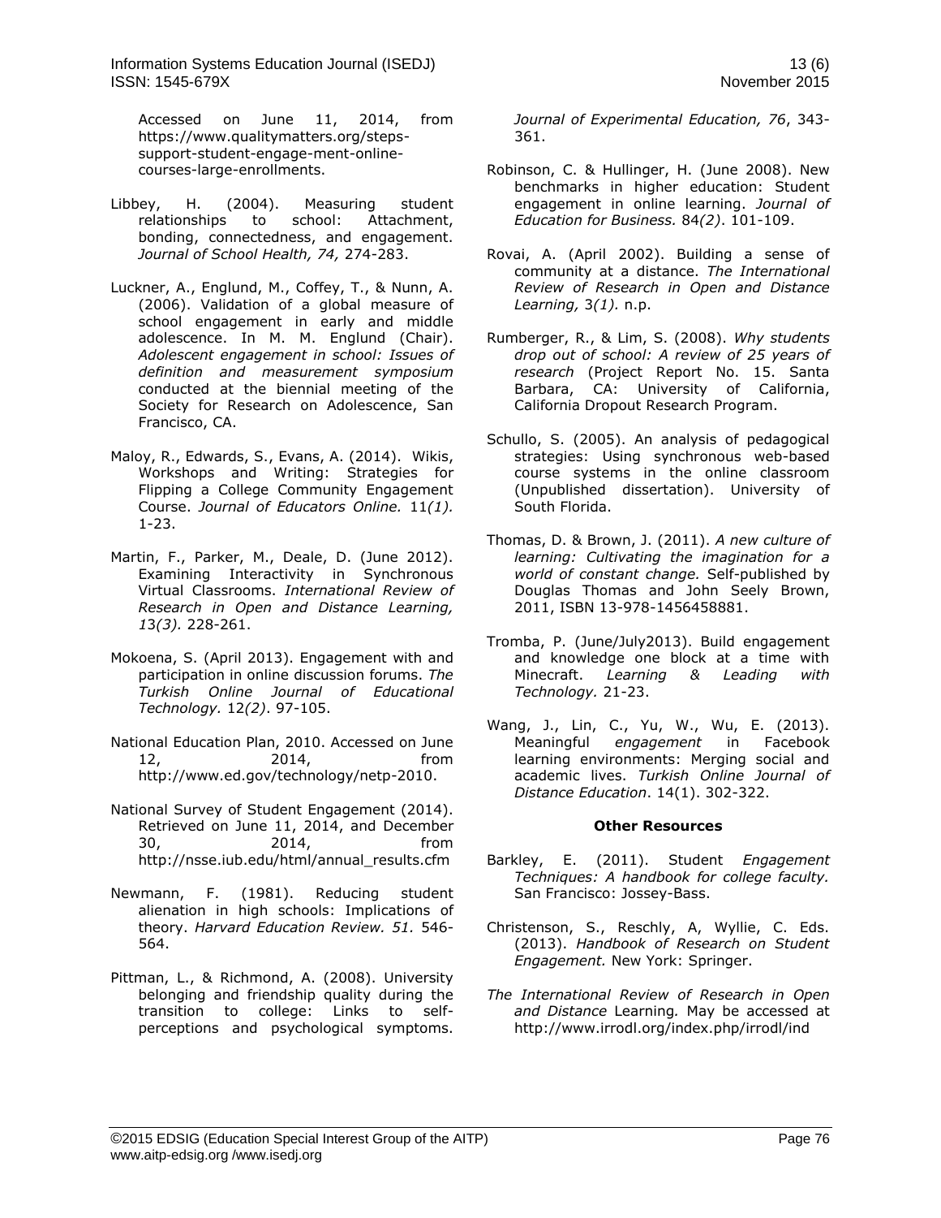Accessed on June 11, 2014, from https://www.qualitymatters.org/steps-support-student-engage-ment-online-courses-large-enrollments.

Libbey, H. (2004). Measuring student relationships to school: Attachment, bonding, connectedness, and engagement. *Journal of School Health, 74,* 274-283.

Luckner, A., Englund, M., Coffey, T., & Nunn, A. (2006). Validation of a global measure of school engagement in early and middle adolescence. In M. M. Englund (Chair). *Adolescent engagement in school: Issues of definition and measurement symposium* conducted at the biennial meeting of the Society for Research on Adolescence, San Francisco, CA.

Maloy, R., Edwards, S., Evans, A. (2014). Wikis, Workshops and Writing: Strategies for Flipping a College Community Engagement Course. *Journal of Educators Online.* 11*(1).* 1-23.

Martin, F., Parker, M., Deale, D. (June 2012). Examining Interactivity in Synchronous Virtual Classrooms. *International Review of Research in Open and Distance Learning, 13(3).* 228-261.

Mokoena, S. (April 2013). Engagement with and participation in online discussion forums. *The Turkish Online Journal of Educational Technology.* 12*(2)*. 97-105.

National Education Plan, 2010. Accessed on June 12, 2014, from http://www.ed.gov/technology/netp-2010.

National Survey of Student Engagement (2014). Retrieved on June 11, 2014, and December 30, 2014, from http://nsse.iub.edu/html/annual_results.cfm

Newmann, F. (1981). Reducing student alienation in high schools: Implications of theory. *Harvard Education Review. 51.* 546-564.

Pittman, L., & Richmond, A. (2008). University belonging and friendship quality during the transition to college: Links to self-perceptions and psychological symptoms. *Journal of Experimental Education, 76*, 343-361.

Robinson, C. & Hullinger, H. (June 2008). New benchmarks in higher education: Student engagement in online learning. *Journal of Education for Business.* 84*(2)*. 101-109.

Rovai, A. (April 2002). Building a sense of community at a distance. *The International Review of Research in Open and Distance Learning,* 3*(1).* n.p.

Rumberger, R., & Lim, S. (2008). *Why students drop out of school: A review of 25 years of research* (Project Report No. 15. Santa Barbara, CA: University of California, California Dropout Research Program.

Schullo, S. (2005). An analysis of pedagogical strategies: Using synchronous web-based course systems in the online classroom (Unpublished dissertation). University of South Florida.

Thomas, D. & Brown, J. (2011). *A new culture of learning: Cultivating the imagination for a world of constant change.* Self-published by Douglas Thomas and John Seely Brown, 2011, ISBN 13-978-1456458881.

Tromba, P. (June/July2013). Build engagement and knowledge one block at a time with Minecraft. *Learning & Leading with Technology.* 21-23.

Wang, J., Lin, C., Yu, W., Wu, E. (2013). Meaningful *engagement* in Facebook learning environments: Merging social and academic lives. *Turkish Online Journal of Distance Education*. 14(1). 302-322.

**Other Resources**

Barkley, E. (2011). Student *Engagement Techniques: A handbook for college faculty.* San Francisco: Jossey-Bass.

Christenson, S., Reschly, A, Wyllie, C. Eds. (2013). *Handbook of Research on Student Engagement.* New York: Springer.

*The International Review of Research in Open and Distance* Learning*.* May be accessed at http://www.irrodl.org/index.php/irrodl/ind